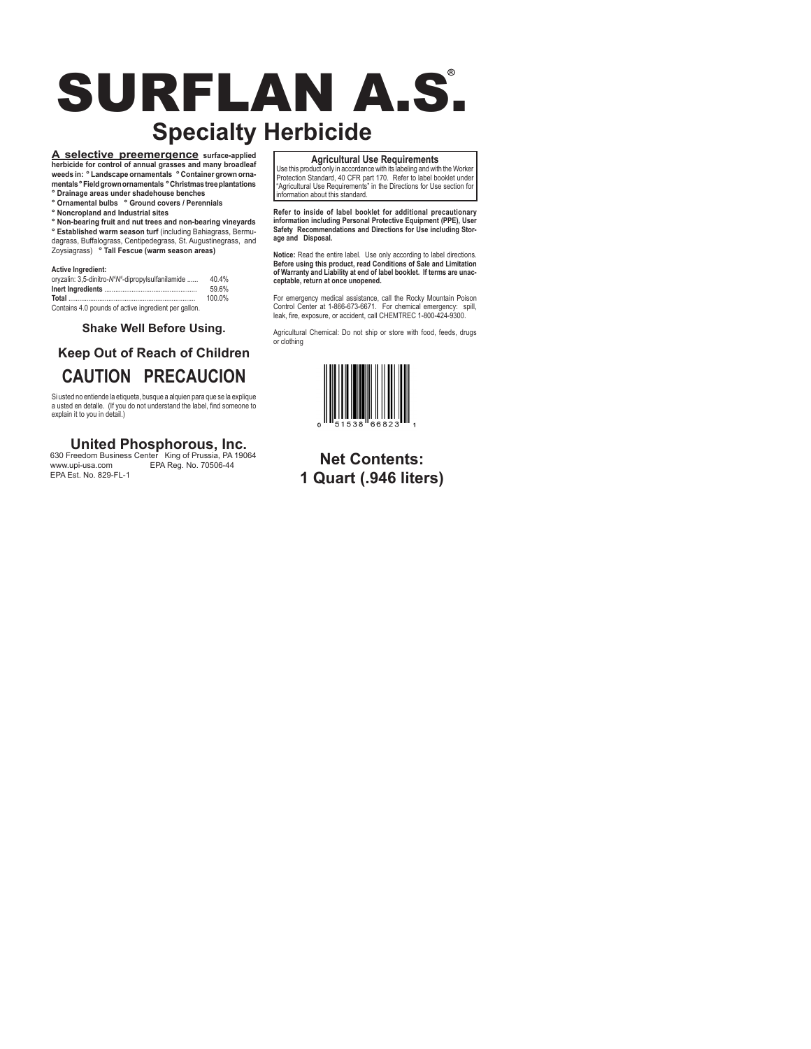# SURFLAN A.S.®

## Specialty Herbicide

**A selective preemergence surface-applied herbicide for control of annual grasses and many broadleaf weeds in:** **° Landscape ornamentals ° Container grown ornamentals ° Field grown ornamentals ° Christmas tree plantations ° Drainage areas under shadehouse benches ° Ornamental bulbs ° Ground covers / Perennials ° Noncropland and Industrial sites ° Non-bearing fruit and nut trees and non-bearing vineyards ° Established warm season turf** (including Bahiagrass, Bermudagrass, Buffalograss, Centipedegrass, St. Augustinegrass, and Zoysiagrass) **° Tall Fescue (warm season areas)**

**Active Ingredient:**

| | |
|---|---|
| oryzalin: 3,5-dinitro-$N^4N^4$-dipropylsulfanilamide | 40.4% |
| **Inert Ingredients** | 59.6% |
| **Total** | 100.0% |

Contains 4.0 pounds of active ingredient per gallon.

**Shake Well Before Using.**

**Keep Out of Reach of Children**

**CAUTION PRECAUCION**

Si usted no entiende la etiqueta, busque a alquien para que se la explique a usted en detalle. (If you do not understand the label, find someone to explain it to you in detail.)

**United Phosphorous, Inc.**
630 Freedom Business Center King of Prussia, PA 19064
www.upi-usa.com EPA Reg. No. 70506-44
EPA Est. No. 829-FL-1

**Agricultural Use Requirements**

Use this product only in accordance with its labeling and with the Worker Protection Standard, 40 CFR part 170. Refer to label booklet under "Agricultural Use Requirements" in the Directions for Use section for information about this standard.

**Refer to inside of label booklet for additional precautionary information including Personal Protective Equipment (PPE), User Safety Recommendations and Directions for Use including Storage and Disposal.**

**Notice:** Read the entire label. Use only according to label directions. **Before using this product, read Conditions of Sale and Limitation of Warranty and Liability at end of label booklet. If terms are unacceptable, return at once unopened.**

For emergency medical assistance, call the Rocky Mountain Poison Control Center at 1-866-673-6671. For chemical emergency: spill, leak, fire, exposure, or accident, call CHEMTREC 1-800-424-9300.

Agricultural Chemical: Do not ship or store with food, feeds, drugs or clothing

0 51538 66823 1

**Net Contents:**
**1 Quart (.946 liters)**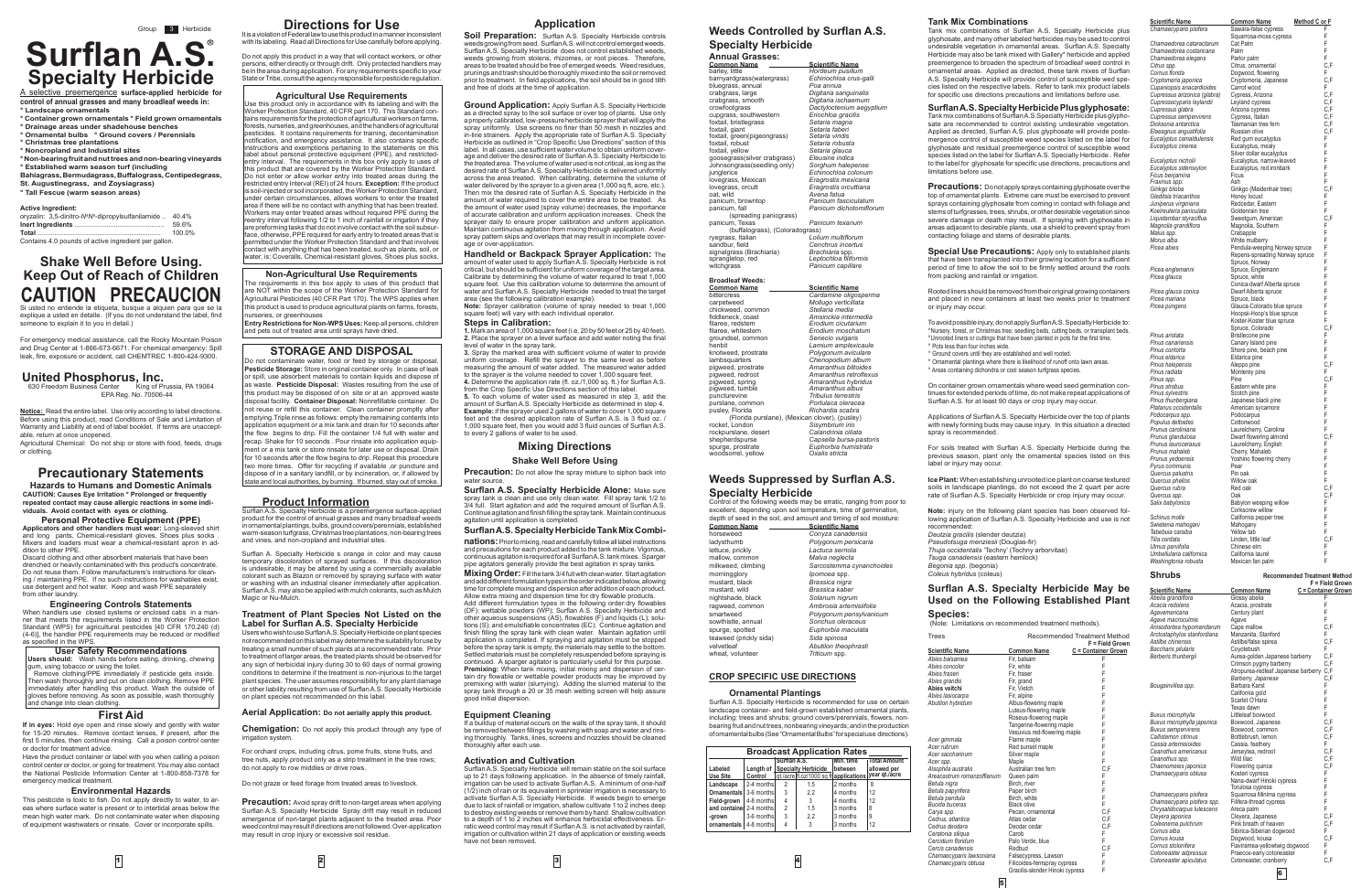Group 3 Herbicide

# Surflan A.S.®

## Specialty Herbicide

A selective preemergence **surface-applied herbicide for control of annual grasses and many broadleaf weeds in:**

- Landscape ornamentals
- Container grown ornamentals
- Field grown ornamentals
- Drainage areas under shade/house benches
- Ornamental bulbs
- Ground covers / Perennials
- Christmas tree plantations
- Noncropland and industrial sites
- Non-bearing fruit and nut trees and non-bearing vineyards
- Established warm season turf (including Bahiagrass, Bermudagrass, Buffalograss, Centipedegrass, St. Augustinegrass, and Zoysiagrass)
- Tall Fescue (warm season areas)

**Active Ingredient:**

| | |
|---|---|
| oryzalin: 3,5-dinitro-$N^4N^4$-dipropylsulfanilamide | 40.4% |
| **Inert Ingredients** | 59.6% |
| **Total** | 100.0% |

Contains 4.0 pounds of active ingredient per gallon.

# Shake Well Before Using. Keep Out of Reach of Children

# CAUTION PRECAUCION

Si usted no entiende la etiqueta, busque a alguien para que se la explique a usted en detalle. (If you do not understand the label, find someone to explain it to you in detail.)

For emergency medical assistance, call the Rocky Mountain Poison and Drug Center at 1-866-673-6671. For chemical emergency: Spill leak, fire, exposure or accident, call CHEMTREC 1-800-424-9300.

## United Phosphorus, Inc.

630 Freedom Business Center King of Prussia, PA 19064
EPA Reg. No. 70506-44

**Notice:** Read the entire label. Use only according to label directions. Before using this product, read Conditions of Sale and Limitation of Warranty and Liability at end of label booklet. If terms are unacceptable, return at once unopened.

Agricultural Chemical: Do not ship or store with food, feeds, drugs or clothing.

# Precautionary Statements

## Hazards to Humans and Domestic Animals

**CAUTION: Causes Eye Irritation \* Prolonged or frequently repeated contact may cause allergic reactions in some individuals. Avoid contact with eyes or clothing.**

### Personal Protective Equipment (PPE)

**Applicators and other handlers must wear:** Long-sleeved shirt and long pants, Chemical-resistant gloves, Shoes plus socks. Mixers and loaders must wear a chemical-resistant apron in addition to other PPE.

Discard clothing and other absorbent materials that have been drenched or heavily contaminated with this product's concentrate. Do not reuse them. Follow manufacturer's instructions for cleaning / maintaining PPE. If no such instructions for washables exist, use detergent and hot water. Keep and wash PPE separately from other laundry.

### Engineering Controls Statements

When handlers use closed systems or enclosed cabs in a manner that meets the requirements listed in the Worker Protection Standard (WPS) for agricultural pesticides [40 CFR 170.240 (d) (4-6)], the handler PPE requirements may be reduced or modified as specified in the WPS.

### User Safety Recommendations

**Users should:** Wash hands before eating, drinking, chewing gum, using tobacco or using the toilet.

Remove clothing/PPE immediately if pesticide gets inside. Then wash thoroughly and put on clean clothing. Remove PPE immediately after handling this product. Wash the outside of gloves before removing. As soon as possible, wash thoroughly and change into clean clothing.

## First Aid

**If in eyes:** Hold eye open and rinse slowly and gently with water for 15-20 minutes. Remove contact lenses, if present, after the first 5 minutes, then continue rinsing. Call a poison control center or doctor for treatment advice.

Have the product container or label with you when calling a poison control center or doctor, or going for treatment. You may also contact the National Pesticide Information Center at 1-800-858-7378 for emergency medical treatment.

## Environmental Hazards

This pesticide is toxic to fish. Do not apply directly to water, to areas where surface water is present or to intertidal areas below the mean high water mark. Do not contaminate water when disposing of equipment washwaters or rinsate. Cover or incorporate spills.

# Directions for Use

It is a violation of Federal law to use this product in a manner inconsistent with its labeling. Read all Directions for Use carefully before applying.

Do not apply this product in a way that will contact workers, or other persons, either directly or through drift. Only protected handlers may be in the area during application. For any requirements specific to your State or Tribe, consult the agency responsible for pesticide regulation.

## Agricultural Use Requirements

Use this product only in accordance with its labeling and with the Worker Protection Standard, 40 CFR part 170. This Standard contains requirements for the protection of agricultural workers on farms, forests, nurseries, and greenhouses, and the handlers of agricultural pesticides. It contains requirements for training, decontamination notification, and emergency assistance. It also contains specific instructions and exemptions pertaining to the statements on this label about personal protective equipment (PPE), and restricted-entry interval. The requirements in this box only apply to uses of this product that are covered by the Worker Protection Standard. Do not enter or allow worker entry into treated areas during the restricted entry interval (REI) of 24 hours. **Exception:** If the product is soil-injected or soil incorporated, the Worker Protection Standard, under certain circumstances, allows workers to enter the treated area if there will be no contact with anything that has been treated. Workers may enter treated areas without required PPE during the reentry interval following 1/2 to 1 inch of rainfall or irrigation if they are preforming tasks that do not involve contact with the soil subsurface, otherwise, PPE required for early entry to treated areas that is permitted under the Worker Protection Standard and that involves contact with anything that has been treated, such as plants, soil, or water, is: Coveralls, Chemical-resistant gloves, Shoes plus socks.

## Non-Agricultural Use Requirements

The requirements in this box apply to uses of this product that are NOT within the scope of the Worker Protection Standard for Agricultural Pesticides (40 CFR Part 170). The WPS applies when this product is used to produce agricultural plants on farms, forests, nurseries, or greenhouses.

**Entry Restrictions for Non-WPS Uses:** Keep all persons, children and pets out of treated area until sprays have dried.

## STORAGE AND DISPOSAL

Do not contaminate water, food or feed by storage or disposal. **Pesticide Storage:** Store in original container only. In case of leak or spill, use absorbent materials to contain liquids and dispose of as waste. **Pesticide Disposal:** Wastes resulting from the use of this product may be disposed of on site or at an approved waste disposal facility. **Container Disposal:** Nonrefillable container. Do not reuse or refill this container. Clean container promptly after emptying. Triple rinse as follows: empty the remaining contents into application equipment or a mix tank and drain for 10 seconds after the flow begins to drip. Fill the container 1/4 full with water and recap. Shake for 10 seconds. Pour rinsate into application equipment or a mix tank or store rinsate for later use or disposal. Drain for 10 seconds after the flow begins to drip. Repeat this procedure two more times. Offer for recycling if available, or puncture and dispose of in a sanitary landfill, or by incineration, or, if allowed by state and local authorities, by burning. If burned, stay out of smoke.

## Product Information

Surflan A.S. Specialty Herbicide is a preemergence surface-applied product for the control of annual grasses and many broadleaf weeds in ornamental plantings, bulbs, ground covers/perennials, established warm-season turfgrass, Christmas tree plantations, non-bearing trees and vines, and non-cropland and industrial sites.

Surflan A.S. Specialty Herbicide's orange in color and may cause temporary discoloration of sprayed surfaces. If this discoloration is undesirable, it may be altered by using a commercially available colorant such as Blazon or removed by spraying surface with water or washing with an industrial cleaner immediately after application. Surflan A.S. may also be applied with mulch colorants, such as Mulch Magic or Nu-Mulch.

### Treatment of Plant Species Not Listed on the Label for Surflan A.S. Specialty Herbicide

Users who wish to use Surflan A.S. Specialty Herbicide on plant species not recommended on this label may determine the suitability for use by treating a small number of such plants at a recommended rate. Prior to treatment of larger areas, the treated plants should be observed for any sign of herbicidal injury during 30 to 60 days of normal growing conditions to determine if the treatment is non-injurious to the target plant species. The user assumes responsibility for any plant damage or other liability resulting from use of Surflan A.S. Specialty Herbicide on plant species not recommended on this label.

### Aerial Application: Do not aerially apply this product.

**Chemigation:** Do not apply this product through any type of irrigation system.

For orchard crops, including citrus, pome fruits, stone fruits, and tree nuts, apply product only as a strip treatment in the tree rows; do not apply to row middles or drive rows.

Do not graze or feed forage from treated areas to livestock.

**Precaution:** Avoid spray drift to non-target areas when applying Surflan A.S. Specialty Herbicide. Spray drift may result in reduced emergence of non-target plants adjacent to the treated area. Poor weed control may result if directions are not followed. Over-application may result in crop injury or excessive soil residue.

# Application

**Soil Preparation:** Surflan A.S. Specialty Herbicide controls weeds growing from seed. Surflan A.S. will not control emerged weeds. Surflan A.S. Specialty Herbicide does not control established weeds, weeds growing from stolens, rhizomes, or root pieces. Therefore, areas to be treated should be free of emerged weeds. Weed residues, prunings and trash should be thoroughly mixed into the soil or removed prior to treatment. In field applications, the soil should be in good tilth and free of clods at the time of application.

**Ground Application:** Apply Surflan A.S. Specialty Herbicide as a directed spray to the soil surface or over top of plants. Use only a properly calibrated, low-pressure herbicide sprayer that will apply the spray uniformly. Use screens no finer than 50 mesh in nozzles and in-line strainers. Apply the appropriate rate of Surflan A.S. Specialty Herbicide as outlined in "Crop Specific Use Directions" section of this label. In all cases, use sufficient water volume to obtain uniform coverage and deliver the desired rate of Surflan A.S. Specialty Herbicide to the treated area. The volume of water used is not critical, as long as the desired rate of Surflan A.S. Specialty Herbicide is delivered uniformly across the area treated. When calibrating, determine the volume of water delivered by the sprayer to a given area (1,000 sq ft, acre, etc.). Then mix the desired rate of Surflan A.S. Specialty Herbicide in the amount of water required to cover the entire area to be treated. As the amount of water used (spray volume) decreases, the importance of accurate calibration and uniform application increases. Check the sprayer daily to ensure proper calibration and uniform application. Maintain continuous agitation from mixing through application. Avoid spray pattern skips and overlaps that may result in incomplete coverage or over-application.

**Handheld or Backpack Sprayer Application:** The amount of water used to apply Surflan A.S. Specialty Herbicide is not critical, but should be sufficient for uniform coverage of the target area. Calibrate by determining the volume of water required to treat 1,000 square feet. Use this calibration volume to determine the amount of water and Surflan A.S. Specialty Herbicide needed to treat the target area (see the following calibration example).

**Note:** Sprayer calibration (volume of spray needed to treat 1,000 square feet) will vary with each individual operator.

### Steps in Calibration:

**1.** Mark an area of 1,000 square feet (i.e. 20 by 50 feet or 25 by 40 feet).
**2.** Place the sprayer on a level surface and add water noting the final level of water in the spray tank.
**3.** Spray the marked area with sufficient volume of water to provide uniform coverage. Refill the sprayer to the same level as before measuring the amount of water added. The measured water added to the sprayer is the volume needed to cover 1,000 square feet.
**4.** Determine the application rate (fl. oz./1,000 sq. ft.) for Surflan A.S. from the Crop Specific Use Directions section of this label.
**5.** To each volume of water used as measured in step 3, add the amount of Surflan A.S. Specialty Herbicide as determined in step 4.

**Example:** If the sprayer used 2 gallons of water to cover 1,000 square feet and the desired application rate of Surflan A.S. is 3 fluid oz. / 1,000 square feet, then you would add 3 fluid ounces of Surflan A.S. to every 2 gallons of water to be used.

# Mixing Directions

## Shake Well Before Using

**Precaution:** Do not allow the spray mixture to siphon back into water source.

**Surflan A.S. Specialty Herbicide Alone:** Make sure spray tank is clean and use only clean water. Fill spray tank 1/2 to 3/4 full. Start agitation and add the required amount of Surflan A.S. Continue agitation and finish filling the spray tank. Maintain continuous agitation until application is completed.

**Surflan A.S. Specialty Herbicide Tank Mix Combinations:** Prior to mixing, read and carefully follow all label instructions and precautions for each product added to the tank mixture. Vigorous, continuous agitation is required for all Surflan A.S. tank mixes. Sparger pipe agitators generally provide the best agitation in spray tanks.

**Mixing Order:** Fill the tank 3/4 full with clean water. Start agitation and add different formulation types in the order indicated below, allowing time for complete mixing and dispersion after addition of each product. Allow extra mixing and dispersion time for dry flowable products. Add different formulation types in the following order: dry flowables (DF); wettable powders (WP); Surflan A.S. Specialty Herbicide and other aqueous suspensions (AS), flowables (F) and liquids (L); solutions (S); and emulsifiable concentrates (EC). Continue agitation and finish filling the spray tank with clean water. Maintain agitation until application is completed. If spraying and agitation must be stopped before the spray tank is empty, the materials may settle to the bottom. Settled materials must be completely resuspended before spraying is continued. A sparger agitator is particularly useful for this purpose.

**Premixing:** When tank mixing, initial mixing and dispersion of certain dry flowable or wettable powder products may be improved by premixing with water (slurrying). Adding the slurried material to the spray tank through a 20 or 35 mesh wetting screen will help assure good initial dispersion.

## Equipment Cleaning

If a buildup of material occurs on the walls of the spray tank, it should be removed between fillings by washing with soap and water and rinsing thoroughly. Tanks, lines, screens and nozzles should be cleaned thoroughly after each use.

## Activation and Cultivation

Surflan A.S. Specialty Herbicide will remain stable on the soil surface up to 21 days following application. In the absence of timely rainfall, irrigation can be used to activate Surflan A.S. A minimum of one-half (1/2) inch of rain or its equivalent in sprinkler irrigation is necessary to activate Surflan A.S. Specialty Herbicide. If weeds begin to emerge due to lack of rainfall or irrigation, shallow cultivate 1 to 2 inches deep to destroy existing weeds or remove them by hand. Shallow cultivation to a depth of 1 to 2 inches will enhance herbicidal effectiveness. Erratic weed control may result if Surflan A.S. is not activated by rainfall, irrigation or cultivation within 21 days of application or existing weeds have not been removed.

# Weeds Controlled by Surflan A.S. Specialty Herbicide

**Annual Grasses:**

| Common Name | Scientific Name |
|---|---|
| barley, little | *Hordeum pusillum* |
| barnyardgrass(watergrass) | *Echinochloa crus-galli* |
| bluegrass, annual | *Poa annua* |
| crabgrass, large | *Digitaria sanguinalis* |
| crabgrass, smooth | *Digitaria ischaemum* |
| crowfootgrass | *Dactyloctenium aegyptium* |
| cupgrass, southwestern | *Eriochloa gracilis* |
| foxtail, bristlegrass | *Setaria magna* |
| foxtail, giant | *Setaria faberi* |
| foxtail, green(pigeongrass) | *Setaria viridis* |
| foxtail, robust | *Setaria robusta* |
| foxtail, yellow | *Setaria glauca* |
| goosegrass(silver crabgrass) | *Eleusine indica* |
| Johnsongrass(seedling only) | *Sorghum halepense* |
| junglerice | *Echinochloa colonum* |
| lovegrass, Mexican | *Eragrostis mexicana* |
| lovegrass, India | *Eragrostis orcuttiana* |
| oat, wild | *Avena fatua* |
| panicum, browntop | *Panicum fasciculatum* |
| panicum, fall | *Panicum dichotomiflorum* |
| (spreading panicgrass) | |
| panicum, Texas | *Panicum texanum* |
| (buffalograss), (Coloradograss) | |
| ryegrass, Italian | *Lolium multiflorum* |
| sandbur, field | *Cenchrus incertus* |
| signalgrass (Brachiaria) | *Brachiaria spp.* |
| sprangletop, red | *Leptochloa filiformis* |
| witchgrass | *Panicum capillare* |

**Broadleaf Weeds:**

| Common Name | Scientific Name |
|---|---|
| bittercress | *Cardamine oligosperma* |
| carpetweed | *Mollugo verticillata* |
| chickweed, common | *Stellaria media* |
| fiddleneck, coast | *Amsinckia intermedia* |
| filaree, redstem | *Erodium cicutarium* |
| filaree, whitestem | *Erodium moschatum* |
| groundsel, common | *Senecio vulgaris* |
| henbit | *Lamium amplexicaule* |
| knotweed, prostrate | *Polygonum aviculare* |
| lambsquarters | *Chenopodium album* |
| pigweed, prostrate | *Amaranthus blitoides* |
| pigweed, redroot | *Amaranthus retroflexus* |
| pigweed, spring | *Amaranthus hybridus* |
| pigweed, tumble | *Amaranthus albus* |
| puncturevine | *Tribulus terrestris* |
| purslane, common | *Portulaca oleracea* |
| pusley, Florida | *Richardia scabra* |
| (Florida purslane), (Mexican clover), (pusley) | |
| rocket, London | *Sisymbrium irio* |
| rockpurslane, desert | *Calandrinia ciliata* |
| shepherdspurse | *Capsella bursa-pastoris* |
| spurge, prostrate | *Euphorbia humistrata* |
| woodsorrel, yellow | *Oxalis stricta* |

# Weeds Suppressed by Surflan A.S. Specialty Herbicide

Control of the following weeds may be erratic, ranging from poor to excellent, depending upon soil temperature, time of germination, depth of seed in the soil, and amount and timing of soil moisture:

| Common Name | Scientific Name |
|---|---|
| horseweed | *Conyza canadensis* |
| ladysthumb | *Polygonum persicaria* |
| lettuce, prickly | *Lactuca serriola* |
| mallow, common | *Malva neglecta* |
| milkweed, climbing | *Sarcostemma cynanchoides* |
| morningglory | *Ipomoea spp.* |
| mustard, black | *Brassica nigra* |
| mustard, wild | *Brassica kaber* |
| nightshade, black | *Solanum nigrum* |
| ragweed, common | *Ambrosia artemisiifolia* |
| smartweed | *Polygonum pensylvanicum* |
| sowthistle, annual | *Sonchus oleraceus* |
| spurge, spotted | *Euphorbia maculata* |
| teaweed (prickly sida) | *Sida spinosa* |
| velvetleaf | *Abutilon theophrasti* |
| wheat, volunteer | *Triticum spp.* |

## CROP SPECIFIC USE DIRECTIONS

### Ornamental Plantings

Surflan A.S. Specialty Herbicide is recommended for use on certain landscape container- and field-grown established ornamental plants, including: trees and shrubs; ground covers/perennials, flowers, non-bearing fruit and nut trees, nonbearing vineyards; and in the production of ornamental bulbs (See "Ornamental Bulbs" for special use directions).

**Broadcast Application Rates**

| Labeled Use Site | Length of Control | Surflan A.S. Specialty Herbicide qt./acre | fl.oz./1000 sq. ft. | Min. time between applications | Total Amount allowed per year qt./acre |
|---|---|---|---|---|---|
| Landscape | 2-4 months | 2 | 1.5 | 2 months | 8 |
| Ornamentals | 3-6 months | 3 | 2.2 | 4 months | 12 |
| Field-grown | 4-8 months | 4 | 3 | 4 months | 12 |
| and container | 2-4 months | 2 | 1.5 | 3 months | 8 |
| -grown | 3-6 months | 3 | 2.2 | 3 months | 9 |
| ornamentals | 4-8 months | 4 | 3 | 3 months | 12 |

## Tank Mix Combinations

Tank mix combinations of Surflan A.S. Specialty Herbicide plus glyphosate, and many other labeled herbicides may be used to control undesirable vegetation in ornamental areas. Surflan A.S. Specialty Herbicide may also be tank mixed with Gallery® herbicide and applied preemergence to broaden the spectrum of broadleaf weed control in ornamental areas. Applied as directed, these tank mixes of Surflan A.S. Specialty Herbicide will provide control of susceptible weed species listed on the respective labels. Refer to tank mix product labels for specific use directions precautions and limitations before use.

### Surflan A.S. Specialty Herbicide Plus glyphosate:

Tank mix combinations of Surflan A.S. Specialty Herbicide plus glyphosate are recommended to control existing undesirable vegetation. Applied as directed, Surflan A.S. plus glyphosate will provide postemergence control of susceptible weed species listed on the label for glyphosate and residual preemergence control of susceptible weed species listed on the label for Surflan A.S. Specialty Herbicide. Refer to the label for glyphosate for specific use directions, precautions and limitations before use.

**Precautions:** Do not apply sprays containing glyphosate over the top of ornamental plants. Extreme care must be exercised to prevent sprays containing glyphosate from coming in contact with foliage and stems of turfgrasses, trees, shrubs, or other desirable vegetation since severe damage or death may result. If spraying with glyphosate in areas adjacent to desirable plants, use a shield to prevent spray from contacting foliage and stems of desirable plants.

**Special Use Precautions:** Apply only to established plants that have been transplanted into their growing location for a sufficient period of time to allow the soil to be firmly settled around the roots from packing and rainfall or irrigation.

Rooted liners should be removed from their original growing containers and placed in new containers at least two weeks prior to treatment or injury may occur.

To avoid possible injury, do not apply Surflan A.S. Specialty Herbicide to:

- \*Nursery, forest, or Christmas tree; seedling beds, cutting beds, or transplant beds.
- \*Unrooted liners or cuttings that have been planted in pots for the first time.
- \* Pots less than four inches wide.
- \* Ground covers until they are established and well rooted.
- \* Ornamental plantings where there is likelihood of runoff onto lawn areas.
- \* Areas containing dichondra or cool season turfgrass species.

On container grown ornamentals where weed seed germination continues for extended periods of time, do not make repeat applications of Surflan A.S. for at least 90 days or crop injury may occur.

Applications of Surflan A.S. Specialty Herbicide over the top of plants with newly forming buds may cause injury. In this situation a directed spray is recommended.

For soils treated with Surflan A.S. Specialty Herbicide during the previous season, plant only the ornamental species listed on this label or injury may occur.

**Ice Plant:** When establishing unrooted ice plant on coarse textured soils in landscape plantings, do not exceed the 2 quart per acre rate of Surflan A.S. Specialty Herbicide or crop injury may occur.

**Note:** injury on the following plant species has been observed following application of Surflan A.S. Specialty Herbicide and use is not recommended:

- *Deutzia gracilis* (slender deutzia)
- *Pseudotsuga menziesii* (Douglas-fir)
- *Thuja occidentalis* 'Techny' (Techny arborvitae)
- *Tsuga canadensis* (eastern hemlock)
- *Begonia spp.* (begonia)
- *Coleus hybridus* (coleus)

## Surflan A.S. Specialty Herbicide May be Used on the Following Established Plant Species:

(Note: Limitations on recommended treatment methods).

**Trees** — Recommended Treatment Method: F = Field Grown, C = Container Grown

| Scientific Name | Common Name | Method C or F |
|---|---|---|
| *Abies balsamea* | Fir, balsam | F |
| *Abies concolor* | Fir, white | F |
| *Abies fraseri* | Fir, fraser | F |
| *Abies grandis* | Fir, grand | F |
| *Abies veitchi* | Fir, Vietch | F |
| *Abies lasiocarpa* | Fir, alpine | F |
| *Abutilon hybridum* | Albus-flowering maple | F |
| | Luteus-flowering maple | F |
| | Roseus-flowering maple | F |
| | Tangerine-flowering maple | F |
| | Vesuvius red-flowering maple | F |
| *Acer glimmala* | Flame maple | F |
| *Acer rubrum* | Red sunset maple | F |
| *Acer saccharinum* | Silver maple | F |
| *Acer spp.* | Maple | F |
| *Alsophila australis* | Australian tree fern | C,F |
| *Araucaria cunninghamii* | Queen palm | F |
| *Betula nigra* | Birch, river | F |
| *Betula papyrifera* | Paper birch | F |
| *Betula pendula* | Birch, white | F |
| *Bucida buceras* | Black olive | F |
| *Carya spp.* | Pecan, ornamental | C,F |
| *Cedrus, atlantica* | Atlas cedar | C,F |
| *Cedrus deodara* | Deodar cedar | C,F |
| *Ceratonia siliqua* | Carob | F |
| *Cercidium floridum* | Palo Verde, blue | F |
| *Cercis canadensis* | Redbud | C,F |
| *Chamaecyparis lawsoniana* | Falsecypress, Lawson | F |
| *Chamaecyparis obtusa* | Filicoides-falsecypress | F |
| | Slender Hinoki cypress | F |
| *Chamaecyparis pisifera* | Sawara-false cypress | F |
| | Squarrosa-moss cypress | F |
| *Chamaedorea cataractarum* | Cat Palm | F |
| *Chamaedorea costaricana* | Palm | F |
| *Chamaedorea elegans* | Parlor palm | F |
| *Citrus spp.* | Citrus, ornamental | C,F |
| *Cornus florida* | Dogwood, flowering | F |
| *Cryptomeria japonica* | Cryptomeria, Japanese | C,F |
| *Cupaniopsis anacardioides* | Carrot wood | F |
| *Cupressus arizonica (glabra)* | Cypress, Arizona | C,F |
| *Cupressocyparis leylandi* | Leyland cypress | C,F |
| *Cupressus glabra* | Arizona cypress | C,F |
| *Cupressus sempervirens* | Cypress, Italian | C,F |
| *Dicksonia antarctica* | Tasmanian tree fern | C,F |
| *Elaeagnus angustifolia* | Russian olive | C,F |
| *Eucalyptus camaldulensis* | Red gum eucalyptus | F |
| *Eucalyptus cinerea* | Eucalyptus, mealy | F |
| | Silver dollar eucalyptus | F |
| *Eucalyptus nicholii* | Eucalyptus, narrow-leaved | F |
| *Eucalyptus sideroxylon* | Eucalyptus, red ironbark | F |
| *Ficus benjamina* | Ficus | F |
| *Fraxinus spp.* | Ash | F |
| *Ginkgo biloba* | Ginkgo (Maidenhair tree) | C,F |
| *Gleditsia triacanthos* | Honey locust | F |
| *Juniperus virginiana* | Redcedar, Eastern | F |
| *Koelreuteria paniculata* | Goldenrain tree | F |
| *Liquidambar styraciflua* | Sweetgum, American | C,F |
| *Magnolia grandiflora* | Magnolia, Southern | F |
| *Malus spp.* | Crabapple | F |
| *Morus alba* | White mulberry | F |
| *Picea abies* | Pendula-weeping Norway spruce | F |
| | Reopens-spreading Norway spruce | F |
| | Spruce, Norway | F |
| *Picea englemanni* | Spruce, Englemann | F |
| *Picea glauca* | Spruce, white | F |
| | Conica-dwarf Alberta spruce | F |
| *Picea glauca conica* | Dwarf Alberta spruce | F |
| *Picea mariana* | Spruce, black | F |
| *Picea pungens* | Glauca-Colorado blue spruce | F |
| | Hoopsii-Hoop's blue spruce | F |
| | Koster-Koster blue spruce | F |
| | Spruce, Colorado | C,F |
| *Pinus aristata* | Bristlecone pine | F |
| *Pinus canariensis* | Canary Island pine | F |
| *Pinus contorta* | Shore pine, beach pine | F |
| *Pinus eldarica* | Eldarica pine | F |
| *Pinus halepensis* | Aleppo pine | C,F |
| *Pinus radiata* | Monterey pine | F |
| *Pinus spp.* | Pine | C,F |
| *Pinus strobus* | Eastern white pine | F |
| *Pinus sylvestris* | Scotch pine | F |
| *Pinus thunbergiana* | Japanese black pine | F |
| *Platanus occidentalis* | American sycamore | F |
| *Podocarpus spp.* | Podocarpus | F |
| *Populus deltoides* | Cottonwood | F |
| *Prunus caroliniana* | Laurelcherry, Carolina | F |
| *Prunus glandulosa* | Dwarf flowering almond | C,F |
| *Prunus laurocerasus* | Laurelcherry, English | F |
| *Prunus mahaleb* | Cherry, Mahaleb | F |
| *Prunus yedoensis* | Yoshino flowering cherry | F |
| *Pyrus communis* | Pear | F |
| *Quercus palustris* | Pin oak | F |
| *Quercus phellos* | Willow oak | F |
| *Quercus rubra* | Red oak | C,F |
| *Quercus spp.* | Oak | C,F |
| *Salix babylonica* | Babylon weeping willow | F |
| | Corkscrew willow | F |
| *Schinus molle* | California pepper tree | F |
| *Swietenia mahogani* | Mahogany | F |
| *Tabebuia caraiba* | Yellow tab | F |
| *Tilia cordata* | Linden, little leaf | C,F |
| *Ulmus parvifolia* | Chinese elm | F |
| *Umbellularia californica* | California laurel | F |
| *Washingtonia robusta* | Mexican fan palm | F |

**Shrubs** — Recommended Treatment Method: F = Field Grown, C = Container Grown

| Scientific Name | Common Name | Method C or F |
|---|---|---|
| *Abelia grandiflora* | Glossy abelia | F |
| *Acacia redolens* | Acacia, prostrate | F |
| *Agave americana* | Century plant | F |
| *Agave macrocumlis* | Agave | F |
| *Anisodontea hypomandarum* | Cape mallow | C,F |
| *Arctostaphylos stanfordiana* | Manzanita, Stanford | F |
| *Astilbe chinensis* | Astilbe/false spirea | C,F |
| *Baccharis pilularis* | Coyotebush | F |
| *Berberis thunbergii* | Aurea-golden Japanese barberry | C,F |
| | Crimson pygmy barberry | C,F |
| | Atropurea-redleaf Japanese barberry | C,F |
| | Barberry, Japanese | C,F |
| *Bougainvillea spp.* | Barbara Karst | F |
| | California gold | F |
| | Scarlet O'Hara | F |
| | Texas dawn | F |
| *Buxus microphylla* | Littleleaf boxwood | F |
| *Buxus microphylla japonica* | Boxwood, Japanese | C,F |
| *Buxus sempervirens* | Boxwood, common | C,F |
| *Callistemon citrinus* | Bottlebrush, lemon | C,F |
| *Cassia artemisioides* | Cassia, feathery | F |
| *Ceanothus americanus* | Jerseytea, redroot | C,F |
| *Ceanothus spp.* | Wild lilac | C,F |
| *Chaenomeles japonica* | Flowering quince | F |
| *Chamaecyparis obtusa* | Kosteri cypress | F |
| | Nana-dwarf Hinoki cypress | F |
| | Torulosa cypress | F |
| *Chamaecyparis pisifera* | Squarrosa Minima cypress | F |
| *Chamaecyparis pisifera spp.* | Filifera-thread cypress | F |
| *Chrysalidocarpus lutescens* | Areca palm | F |
| *Cleyera japonica* | Cleyera, Japanese | C,F |
| *Coleonema pulchrum* | Pink breath of heaven | C,F |
| *Cornus alba* | Sibirica-Siberian dogwood | F |
| *Cornus kousa* | Dogwood, kousa | C,F |
| *Cornus stolonifera* | Flaviramea-yellowtwig dogwood | F |
| *Cotoneaster adpressus* | Praecox-early cotoneaster | F |
| *Cotoneaster apiculatus* | Cotoneaster, cranberry | C,F |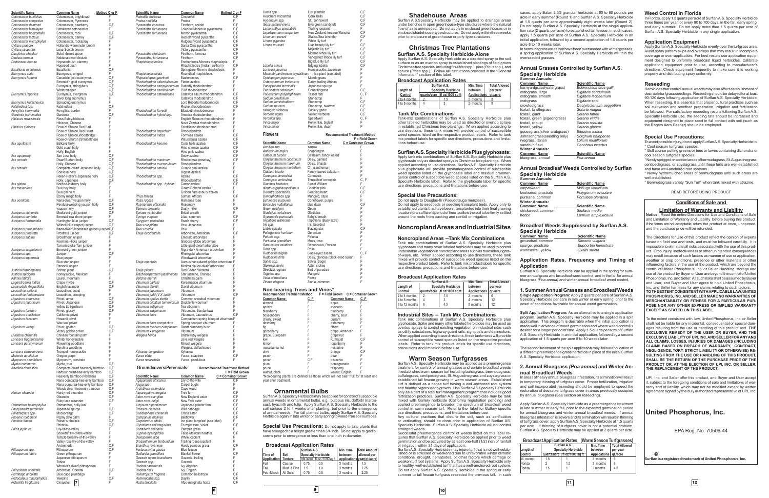| Scientific Name | Common Name | Method C or F |
|---|---|---|
| *Cotoneaster buxifolius* | Cotoneaster, brightbead | F |
| *Cotoneaster congestus* | Cotoneaster, Pyrenees | F |
| *Cotoneaster dammeri* | Cotoneaster, bearberry | C,F |
| *Cotoneaster himalayan* | Himalayan cotoneaster | F |
| *Cotoneaster horizontalis* | Cotoneaster, rock | C,F |
| *Cotoneaster lacteus* | Cotoneaster, parney | C,F |
| *Cotoneaster microphyllus* | Cotoneaster, rockspray | F |
| *Cytisus praecox* | Hollandia-warminster broom | F |
| *Cytisus scoparius* | Lena-Scotch broom | F |
| *Dasylirion wheeleri* | Sotol, desert spoon | F |
| *Deutzia crenata* | Nakiana-dwarf deutzia | F |
| *Dodonaea viscosa* | Hopbush, clammy | F |
| | Hopseed bush | F |
| *Escallonia exoniensis* | Escallonia | C,F |
| *Euonymus alata* | Euonymus, winged | F |
| *Euonymus fortunei* | Canadale gold euonymus | C,F |
| | Emerald'n gold euonymus | C,F |
| | Euonymus, stringybark | C,F |
| | Wintercreeper | C,F |
| *Euonymus japonica* | Euonymus, evergreen | C,F |
| | Silver king euonymus | F |
| *Euonymus kiatschovica* | Spreading euonymus | F |
| *Fatshedera lizei* | Fatshedera | C,F |
| *Forsythia intermedia* | Forsythia, border | F |
| *Gardenia jasminoides* | Gardenia | C,F |
| *Hibiscus rosa-sinesis* | Ross Estey-hibiscus | F |
| | Hibiscus, Chinese | F |
| *Hibiscus syriacus* | Rose of Sharon,Red Bird | F |
| | Rose of Sharon,Red Heart | F |
| | Rose of Sharon,Woodbridge | F |
| | Rose-of-Sharon (Shrubalthea) | F |
| *Ilex aquifolium* | Balkans holly | F |
| | Gold coast holly | F |
| | Holly, English | F |
| | San Jose holly | C,F |
| *Ilex aquipernyi* | Dwarf Burford holly | C,F |
| *Ilex cornuta* | Holly, Chinese | C,F |
| | Compacta-dwarf Japanese holly | C,F |
| *Ilex crenata* | Convexa holly | C,F |
| | Hellen-Heller's Japanese holly | C,F |
| | Holly, Japanese | C,F |
| *Ilex glabra* | Nordica-inkberry holly | F |
| *Ilex meserveae* | Blue boy holly | F |
| | Blue girl holly | F |
| | Ebony magic holly | F |
| *Ilex vomitoria* | Nana-dwarf yaupon holly | C,F |
| | Pendula-weeping yaupon holly | C,F |
| | yaupon holly | C,F |
| *Juniperus chinensis* | Media-old gold juniper | C,F |
| *Juniperus conferta* | Emerald sea shore juniper | F |
| *Juniperus horizontalis* | Huntington blue juniper | C,F |
| | Wiltonii-blue carpet juniper | C,F |
| *Juniperus procumbens* | Nana-dwarf Japanese garden juniper | C,F |
| *Juniperus prostrata* | Prostrata juniper | C,F |
| *Juniperus sabina* | Broadmoor juniper | F |
| | Fremeri-Hicks juniper | F |
| | Tamariscifolia-Tam juniper | F |
| *Juniperus scopulorum* | Emerald green juniper | F |
| *Juniperus spp.* | Juniper | C,F |
| *Juniperus squamata* | Blue juniper | F |
| | Blue star juniper | F |
| | Parsonii juniper | F |
| *Justicia brandegeana* | Shrimp plant | C,F |
| *Justicia spicigera* | Honeysuckle, Mexican | F |
| *Kalmia latifolia* | Laurel, mountain | F |
| *Lagerstroemia indica* | Crape myrtle | C,F |
| *Lavandula Angustifolia* | English lavander | C,F |
| *Leucothoe axillaris* | Leucothoe, coast | F |
| *Leucothoe fontanesiana* | Leucothoe, drooping | F |
| *Ligustrum amurense* | Privet, amur | C,F |
| *Ligustrum japonicum* | Privet, Japanese | C,F |
| | yellow tip ligustrum | C,F |
| *Ligustrum lucidum* | Privet, glossy | C,F |
| *Ligustrum ovalifolium* | California privet | F |
| *Ligustrum texanum* | Howardi privet | F |
| | Wax leaf privet | F |
| *Ligustrum vicaryi* | Privet, golden | C,F |
| | Vicary golden privet | C,F |
| *Livistona chinensis* | Chinese fountain palm | F |
| *Lonicera fragrantissima* | Winter honeysuckle | F |
| *Lonicera periclymenum* | Flowering woodbine | F |
| | Serotina woodbine | F |
| *Lonicera sempervirens* | Trumpet honeysuckle | F |
| *Mahonia aquifolium* | Oregon grape | C,F |
| *Myoporum parvifolium* | Myoporum, prostrate | F |
| *Myrtus communis* | Myrtle, true | C,F |
| *Nandina domestica* | Compacta-dwarf heavenly bamboo | C,F |
| | Harbour dwarf-heavenly bamboo | C,F |
| | Heavenly bamboo (Nandina) | C,F |
| | Nana compacta-heavenly bamboo | C,F |
| | Nana purpurea-heavenly bamboo | C,F |
| | Woods dwarf-heavenly bamboo | C,F |
| *Nerium oleander* | Hardy red oleander | C,F |
| | Oleander | C,F |
| | Ruby lace oleander | C,F |
| *Osmanthus heterophyllus* | Osmanthus, holly-leaf | F |
| *Pachysandra terminalis* | Japanese spurge | C,F |
| *Philadelphus spp.* | Mockorange | C,F |
| *Phoenix roebelenii* | Pigmy date palm | F |
| *Photinia fraseri* | Fraser's photinia | C,F |
| | Photinia | C,F |
| *Pieris japonica* | Lily-of-the-valley | F |
| | Snowdrift lily-of-the-valley | F |
| | Temple bells lily-of-the-valley | F |
| | Valley rose lily-of-the-valley | F |
| | Andromeda | C,F |
| *Pittosporum spp.* | Pittosporum | C,F |
| *Pittosporum tobira* | Green pittosporum | F |
| | Japanese pittosporum | F |
| | Tobira | F |
| | Wheeler's dwarf pittosporum | F |
| *Platycladus orientalis* | Arborvitae, Oriental | C,F |
| *Plumbago auriculata* | Blue cape plumbago | F |
| *Podocarpus macrophyllus* | Yewpine | C,F |
| *Potentilla fragiformis* | Cinquefoil | F |
| *Potentilla fruticosa* | Cinquefoil | C,F |
| *Protea neriifolia* | Protea | F |
| *Pyracantha coccinea* | Firethorn, scarlet | C,F |
| *Pyracantha fortuneana* | Lolandei Monrovia pyracantha | C,F |
| *Pyracantha fortuneana* | Monon pyracantha | C,F |
| | Red elf hybrid pyrcantha | C,F |
| | Rutgers hybrid pyracantha | C,F |
| | Santa Cruz pyracantha | C,F |
| | Victory pyracantha | C,F |
| *Pyracantha skoldzumi* | Firethorn, formosa | C,F |
| *Pyracantha, fortuneana* | Firethorn | C,F |
| *Rhaphiolepis indica* | Enchantress-Moness rhaphiolepis | F |
| | Rhaphiolepsis (India hawthorn) | C,F |
| | Springtime-Monme rhaphiolepis | F |
| *Rhaphiolepis ovata* | Roundleaf rhaphiolepis | F |
| *Rhipsalidopsis gaertneri* | Eastercactus | C,F |
| *Rhododendron calendulaceum* | Flame azalea | F |
| *Rhododendron campylocarpum* | Butterfly rhododendron | F |
| *Rhododendron carolinianum* | PJM rhododendron | F |
| *Rhododendron catawbiense* | Catawba album rhododendron | C,F |
| | Catawba rhododendron | C,F |
| | Lord Roberts rhododendron | C,F |
| | Rocket rhododendron | C,F |
| *Rhododendron forrestii* | Elizabeth rhododendron | F |
| *Rhododendron hybrid spp.* | America rhododendron | F |
| | English Roseum rhododendron | F |
| | Nova Zembla rhododendron | F |
| | Scintillation rhododendron | F |
| *Rhododendron impeditum* | Rhododendron | F |
| *Rhododendron indica* | Formosa azalea | C,F |
| | Waucabusa azalea | C,F |
| *Rhododendron kerume* | Coral bells azalea | C,F |
| | Hino crimson azalea | C,F |
| | Hino pink azalea | C,F |
| | Snow azalea | C,F |
| *Rhododendron maximum* | Rhode max (rosebay) | C,F |
| *Rhododendron mucronulatum* | Rhododendron | F |
| *Rhododendron satsuki* | Gumpo pink azalea | F |
| | Higasa azalea | F |
| *Rhododendron spp.* | Azalea | C,F |
| | Rhododendron | C,F |
| *Rhododendron spp. hybrids* | Carror azalea | C,F |
| | Girard Roberta azalea | F |
| | Golden flare exbury azalea | F |
| *Rhus lancea* | Sumac, African | C,F |
| *Rosa rugosa* | Ramanas rose | F |
| *Rosmarinus officinalis* | Rosemary | F |
| *Senecio cineraria* | Dusty miller | C,F |
| *Spiraea vanhouttei* | Bridal wreath | F |
| *Syringa vulgaris* | Lilac, common | C,F |
| *Syzygium paniculata* | Brush cherry | C,F |
| *Taxus cuspidata* | Yew, Japanese | F |
| *Taxus media* | Yew | F |
| *Thuja occidentalis* | Arborvitae, American | C,F |
| | Emerald arborvitae | F |
| | Globosa-globe arborvitae | F |
| | Little giant-dwarf arborvitae | F |
| | Nigra-dark American arborvitae | F |
| | Rheingold arborvitae | F |
| | Woodwardii arborvitae | F |
| *Thuja orientalis* | Aureus nana-dwarf golden arborvitae | F |
| | Minima glauca-dwarf arborvitae | F |
| *Thuja plicata* | Red Cedar, Western | F |
| *Trachelospermum jasminoides* | Star jasmine, Chinese | F |
| *Veitchia merrillii* | Christmas palm | F |
| *Viburnum carlesii* | Koreanspice viburnum | F |
| *Viburnum davidii* | David viburnum | F |
| *Viburnum japonicum* | Viburnum | F |
| *Viburnum judd (V X Judii)* | Virburnum | C,F |
| *Viburnum opulus sterile* | European snowball viburnum | F |
| *Viburnum plicatum tomentosum* | Doublefile viburnum | F |
| *Viburnum setigerum* | Tea viburnum | F |
| *Viburnum suspensum* | Viburnum, Sandankwa | F |
| *Viburnum tinus* | Viburnum, Laurustinus | C,F |
| | Compactum-spring bouquet viburnum | F |
| *Viburnum tinus compactum* | Spring bouquet viburnum | F |
| *Viburnum trilobum compactum* | Dwarf cranberry bush | F |
| *Viburnum x pragense* | Viburnum | F |
| *Weigela florida* | Bristol ruby weigela | F |
| | Java red weigela | F |
| | Minuet weigela | F |
| | Weigela, oldfashioned | F |
| *Xylosma congestum* | Xylosma | F |
| *Yucca elata* | Yucca, soaptree | C,F |
| *Yucca recurvifolia* | Yucca, pendulous | F |

**Groundcovers/Perennials** — Recommended Treatment Method: F = Field Grown, C = Container Grown

| Scientific Name | Common Name | C or F |
|---|---|---|
| *Agapanthus africanus* | Lily-of-the-Nile | C,F |
| *Ajuga spp.* | Carpet bugle | F |
| *Arctotheca calendula* | Cape weed | F |
| *Asparagus varieagata* | Tree fern | C,F |
| *Aster novae-angliae* | New England aster | C,F |
| *Aster nova-belgii* | New York aster | C,F |
| *Athyrium nipponimcum* | Japanese painter fern | C,F |
| *Brassica oleracea* | Wild cabbage | C,F |
| *Callistepheus chinensis* | China aster | C,F |
| *Campanula elatines* | Bellflower | C,F |
| *Carpobrotus edulis* | Ice plant, largeleaf (see label) | F |
| *Clytostoma callistegioides* | Trumpet vine, violet | C,F |
| *Cortaderia selloana* | Pampas grass | F |
| *Cuphea hyssopifolia* | False Mexican heather | C,F |
| *Delosperma alba* | White iceplant | F |
| *Drosanthemum floribundum* | Trailing rosea iceplant | F |
| *Erianthus ravennae* | Hardy pampas grass | C,F |
| *Festuca ovina glauca* | Blue fescue | F |
| *Gaillardia grandiflora* | Blanket flower | C,F |
| *Gazania rigens leucolaena* | Gazania, trailing | F |
| *Gazania spp.* | Gazania | F |
| *Hedera canariensis* | Ivy, Algerian | F |
| *Hedera helix* | Ivy, English | F |
| *Heliotropium fragrans* | Common heliotrope | C,F |
| *Hemerocallis spp.* | Daylily | C,F |
| *Hosta lancifolia* | Albo-marginata hosta | C,F |
| *Hosta spp.* | Lily, plantain | C,F |
| *Heuchera micrantha* | Coral bells | C,F |
| *Hypericum spp.* | St. Johnswort | C,F |
| *Iberis sempervirens* | Evergreen candytuft | C,F |
| *Lampranthus spectabilis* | Trailing iceplant | F |
| *Leptospermum scoparium* | New Zealand teatree/Manuka | C,F |
| *Limonium perezii* | Statice/Sea lavender | C,F |
| *Liriope gigantea* | White lily turf | F |
| *Liriope muscari* | Lilac beauty lily turf | C,F |
| | Majestic lily turf | C,F |
| | Monroe white lily turf | C,F |
| | Variegated liriope lily turf | C,F |
| | Big blue lily turf | C,F |
| *Lobelia erinus* | Edging lobelia | C,F |
| *Lonicera japonica* | Honeysuckle, Japanese | F |
| *Mesembryanthemum crystallinum* | Ice plant (see label) | F |
| *Ophiopogon japonicus* | Mondo grass | F |
| *Osteospermum fruticosum* | Daisy, trailing African | F |
| *Pachysandra terminalis* | Japanese spurge | F |
| *Pennisetum setaceum* | Fountaingrass | C,F |
| *Polystichum polyblepharum* | Tassel fern | C, F |
| *Sedum brevifolium* | Stonecrop | F |
| *Sedum kamtschaticum* | Stonecrop | C,F |
| *Sedum spurium* | Stonecrop, tworrow | C,F |
| *tulbaghia violacea* | Society garlic | C,F |
| *Verbena rigida* | Veined verbena | C,F |
| *Veronica spp.* | Speedwell | C, F |
| *Vinca major* | Periwinkle, bigleaf | F |
| *Vinca minor* | Periwinkle, dwarf | F |

**Flowers** — Recommended Treatment Method: F = Field Grown, C = Container Grown

| Scientific Name | Common Name | C or F |
|---|---|---|
| *Achillea spp.* | Yarrow | F |
| *Antirrhinum majus* | Snapdragon | F |
| *Caladium bicolor* | Caladium, fancy leafed | F |
| *Chrysanthemum coccineum* | Daisy, painted | F |
| *Chrysanthemum maximum* | Daisy, Shasta | F |
| *Chrysanthemum morifolium* | Chrysanthemum | F |
| *Cladium bicolor* | Fancy-leaved caladium | F |
| *Coreopsis lanceolata* | Coreopsis | F |
| *Coreopsis verticulata* | Threadleaf coreopsis | C, F |
| *Dianthus barbatus* | Sweet William | F |
| *dianthus gratianopolitanus* | Cheddar pink | C,F |
| *Dicentra spectabilis* | Bleeding heart | C,F |
| *Dimorphotheca spp.* | Marigold, cape | F |
| *Echinacea purpurea* | Coneflower, purple | F |
| *Evolvulus nuttallianus* | blue daze | C,F |
| *Geum quellyon* | Geum | F |
| *Gladiolus hortulanus* | Gladiolus | F |
| *Gypsophila paniculata* | Baby's breath | F |
| *Impatiens wallerana* | Impatiens (Busy lizzie) | F |
| *Iris spp.* | Iris, bearded | F |
| *Liatris spicata* | Blazing star | C,F |
| *Pelargonium hortorum* | Geranium | F |
| *Petunia spp.* | Petunia | F |
| *Portulaca grandiflora* | Moss, rose | F |
| *Ranunculus asiaticus* | Ranunculus, Persian | F |
| *Rosa spp.* | Rose | F |
| *Rudbeckia fulgida* | Black-eyed susan | C, F |
| *Rudbeckia hirta* | Daisy, gloriosa (black-eyed susan) | F |
| *Salvia spp.* | Salvia (Sage) | F |
| *Stokesia laevis* | Aster, stokes | F |
| *Strelitzia reginae* | Bird of paradise | F |
| *Tagetes spp.* | Marigold | F |
| *Viola wittrockiana* | Pansy | F |
| *Zinnea elegans* | Zinnia, common | F |

**Non-bearing Trees and Vines***

Recommended Treatment Method: F = Field Grown C = Container Grown

| Common Name | C, F | Common Name | C, F |
|---|---|---|---|
| almond | F | apple | F |
| apricot | F | avocado | F |
| blackberry | F | blueberry | F |
| boysenberry | F | cherry, sour | F |
| cherry, sweet | F | currant | F |
| dewberry | F | elderberry | F |
| fig | F | filbert | F |
| gooseberry | F | grape, American | F |
| grape, European | F | grapefruit | F |
| kiwi | F | Kumquat | C,F |
| lemon | F | loganberry | F |
| macadamia nut | F | nectarine | F |
| olive | F | orange | C,F |
| peach | F | pear | F |
| pecan | C,F | pistachio | F |
| plum | F | pomegranate | F |
| prune | F | raspberry | F |
| walnut, black | F | walnut, English | F |

*Non-bearing plants are defined as those which will not bear fruit for at least one year after treatment.

## Ornamental Bulbs

Surflan A.S. Specialty Herbicide may be applied for control of susceptible annual weeds in ornamental bulbs, e.g., bulbous iris, daffodil (narcissus), hyacinth and tulip. Apply Surflan A.S. Specialty Herbicide to the soil surface 2 to 4 weeks after planting, but prior to the emergence of annual weeds. For fall planted bulbs, apply Surflan A.S. Specialty Herbicide again in late winter or early spring to weed-free soil surfaces.

**Special Use Precautions:** Do not apply to tulip plants that have emerged to a height greater than 3/4 inch. Do not apply to gladioli corms prior to emergence or less than one inch in diameter.

### Broadcast Application Rates

| Time of Application | Soil Texture | Surflan A.S. Specialty Herbicide qts./acre | fl.oz./1000sq ft | Min. time between applications | Total Amount allowed per year qts./acre |
|---|---|---|---|---|---|
| Fall | Coarse | 0.75 | 0.5 | 3 months | 1.5 |
| Fall | Med. & Fine | 1.5 | 1.0 | 3 months | 2.25 |
| Feb.-March | All Soils | 0.75 | 0.5 | 3 months | 2.25 |

## Shadehouse Areas

Surflan A.S.Specialty Herbicide may be applied to drainage areas under benches in open greenhouse-type structures where the natural flow of air is unimpeded. Do not apply in enclosed greenhouses or in enclosed shadehouse-type structures. Do not apply within three weeks prior to enclosure of greenhouse or poly-type structures.

## Christmas Tree Plantations

### Surflan A.S. Specialty Herbicide Alone

Apply Surflan A.S. Specialty Herbicide as a directed spray to the soil surface or as an overtop spray to established plantings of field grown Christmas tree species, including fir (*Abies* spp.), pine (*Pinus* spp.), and spruce (*Picea* spp.). Follow all instructions provided in the "General Information" section of this label.

### Broadcast Application Rates

| Length of Control | Surflan A.S. Specialty Herbicide quarts/acre | fl oz/1000 sq ft | Min. Time between Applications | Total Allowed per year qt./acre |
|---|---|---|---|---|
| 2 to 4 months | 2 | 1.5 | 2 months | 8 |
| 4 to 8 months | 4 | 3 | 2 months | 8 |

### Tank Mix Combinations

Tank-mix combinations of Surflan A.S. Specialty Herbicide plus other labeled herbicides may be used as directed or overtop sprays in established Christmas tree plantings. When applied according to use directions, these tank mixes will provide control of susceptible weed species listed on the respective product labels. Refer to tank mix product labels for specific use directions, precautions and limitations before use.

### Surflan A.S. Specialty Herbicide Plus glyphosate:

Apply tank mix combinations of Surflan A.S. Specialty Herbicide plus glyphosate only as directed sprays in Christmas tree plantings. When applied according to use directions, Surflan A.S. Specialty Herbicide plus glyphosate will provide postemergence control of susceptible weed species listed on the glyphosate label and residual preemergence control of susceptible weed species listed on the Surflan A.S. Specialty Herbicide label. Refer to the glyphosate label for specific use directions, precautions and limitations before use.

### Special Use Precautions:

Do not apply to Douglas-fir (*Pseudotsuga menziesii*).
Do not apply to seedbeds or seedling transplant beds. Apply only to established plants that have been transplanted into their final growing location for a sufficient period of time to allow the soil to be firmly settled around the roots from packing and rainfall or irrigation.

## Noncropland Areas and Industrial Sites

### Noncropland Areas --Tank Mix Combinations

Tank mix combinations of Surflan A.S. Specialty Herbicide plus glyphosate and many other labeled herbicides may be used to control undesirable vegetation in noncropland areas such as roadsides, rights-of-ways, etc. When applied according to use directions, these tank mixes will provide control of susceptible weed species listed on the respective product labels. Refer to tank mix product labels for specific use directions, precautions and limitations before use.

### Broadcast Application Rates

| Length of Control | Surflan A.S. Specialty Herbicide quarts/acre | fl oz/1000 sq ft | Min. Time between Applications | Total Allowed per year qt./acre |
|---|---|---|---|---|
| 2 to 4 months | 2 | 1.5 | 2 months | 6 |
| 4 to 8 months | 4 | 3 | 4 months | 12 |
| 8 to 12 months | 6 | 4.5 | 8 months | 12 |

### Industrial Sites -- Tank Mix Combinations

Tank mix combinations of Surflan A.S. Specialty Herbicide plus glyphosate, Spike and many other labeled herbicides may be used as overtop sprays to control existing vegetation on industrial sites such as utility substations, highway guard rails, sign posts and delineators. When applied according to use directions, these tank mixes will provide control of susceptible weed species listed on the respective product labels. Refer to tank mix product labels for specific use directions, precautions and limitations before use.

## Warm Season Turfgrasses

Surflan A.S. Specialty Herbicide may be applied as a preemergence treatment for control of annual grasses and certain broadleaf weeds in established warm season turf including bahiagrass, bermudagrass, buffalograss, centipedegrass, St. Augustinegrass and zoysiagrass or established tall fescue growing in warm season areas. Established turf is defined as a dense turf having a well-anchored root system and healthy, vigorous top growth. Use Surflan AS Specialty Herbicide only as a part of a total turf management program that includes good fertilization practices. Surflan A.S. Specialty Herbicide may be tank mixed with Gallery herbicide (California registration pending) and applied preemergence to broaden the spectrum of broadleaf weed control in warm season turf. Refer to the label for Gallery specific use directions, precautions, and limitations before use.

Any cultural practices that disturb the soil, such as aerification or verticutting, should be done prior to application of Surflan A.S. Specialty Herbicide. Surflan A.S. Specialty Herbicide will not control emerged weeds.

Successful preemergence control of weeds listed on this label requires that Surflan A.S. Specialty Herbicide be applied prior to weed germination and be activated by at least one-half (1/2) inch of rainfall or irrigation within 21 days of application.

Surflan A.S. Specialty Herbicide may injure turf that is not well-established or is stressed or weakened due to unfavorable winter climatic conditions, drought, nematodes, or other factors that damage or weaken turf root systems. Apply Surflan A.S. Specialty Herbicide only to healthy, well-established turf that has a well-anchored root system. Do not apply Surflan A.S. Specialty Herbicide in the spring or early summer to tall fescue turfgrass reseeded the previous fall. In such cases, apply Balan 2.5G granular herbicide at 60 to 80 pounds per acre in early summer (Round 1) and Surflan A.S. Specialty Herbicide at 1.5 quarts per acre approximately eight weeks later (Round 2). Do not apply Surflan A.S. Specialty Herbicide at the single application rate (2 quarts per acre) to established tall fescue; in such cases, apply 1.5 quarts per acre of Surflan A.S. Specialty Herbicide in an initial application, followed by a second application of 1.5 quarts per acre 8 to 10 weeks later.

In bermudagrass areas that have been overseeded with winter grasses, a spring application of Surflan A.S. Specialty Herbicide will thin the overseeded grasses.

### Annual Grasses Controlled by Surflan A.S. Specialty Herbicide

**Summer Annuals:**

| Common Name | Scientific Name |
|---|---|
| barnyardgrass(watergrass) | *Echinochloa crus-galli* |
| crabgrass, large | *Digitaria sanguinalis* |
| crabgrass, smooth | *Digitaria ischaemum* |
| crabgrass | *Digitaria spp.* |
| crowfootgrass | *Dactyloctenium aegyptium* |
| foxtail, bristlegrass | *Setaria magna* |
| foxtail, giant | *Setaria faberi* |
| foxtail, green (pigeongrass) | *Setaria viridis* |
| foxtail, robust | *Setaria robusta* |
| foxtail, yellow | *Setaria glauca* |
| goosegrass(silver crabgrass) | *Eleusine indica* |
| Johnsongrass(seedling only) | *Sorghum halepense* |
| ryegrass, Italian | *Lolium multiflorum* |
| sandbur, field | *Cenchrus incertus* |

**Winter Annuals:**

| Common Name | Scientific Name |
|---|---|
| bluegrass, annual | *Poa annua* |

### Annual Broadleaf Weeds Controlled by Surflan Specialty Herbicide

**Summer Annuals:**

| Common Name | Scientific Name |
|---|---|
| carpetweed | *Mollugo verticillata* |
| knotweed, prostrate | *Polygonum aviculare* |
| purslane, common | *Portulaca oleracea* |

**Winter Annuals:**

| Common Name | Scientific Name |
|---|---|
| chickweed, common | *Stellaria media* |
| henbit | *Lamium amplexicaule* |

### Broadleaf Weeds Suppressed by Surflan A.S. Specialty Herbicide

| Common Name | Scientific Name |
|---|---|
| groundsel, common | *Senecio vulgaris* |
| spurge, prostrate | *Euphorbia humistrata* |
| woodsorrel, yellow | *Oxalis stricta* |

### Application Rates, Frequency and Timing of Application

Surflan A.S. Specialty Herbicide can be applied in the spring for summer annual grass and broadleaf weed control, and in the fall for annual bluegrass *(Poa annua)* and winter annual broadleaf weed control.

### 1. Summer Annual Grasses and Broadleaf Weeds

**Single Application Program:** Apply 2 quarts per acre of Surflan A.S. Specialty Herbicide per acre in late winter or early spring, prior to the onset of conditions favorable for annual weed germination.

**Split Application Program:** As an alternative to a single application program, Surflan A.S. Specialty Herbicide may be applied in a split application. This program is desirable when the initial application is made well in advance of weed germination and where weed control is desired for a longer period of time. Apply 1.5 quarts per acre of Surflan A.S. Specialty Herbicide in an initial application, followed by a second application of 1.5 quarts per acre 10 weeks later.

The second treatment of the split application may follow application of a different preemergence grass herbicide in place of the initial Surflan A.S. Specialty Herbicide application.

### 2. Annual Bluegrass *(Poa annua)* and Winter Annual Broadleaf Weeds

In areas of heavy annual bluegrass infestation, its elimination will result in temporary thinning of turfgrass cover. Proper fertilization, irrigation and cool-season reseeding should be employed to speed the restoration of desirable turfgrass cover in areas previously occupied by annual bluegrass (See section on reseeding).

Apply Surflan A.S. Specialty Herbicide as a preemergence treatment in late summer or early fall, prior to the expected germination period for annual bluegrass and winter annual broadleaf weeds. If annual bluegrass infestation is severe and its elimination will result in thinning of turfgrass cover, apply Surflan A.S. Specialty Herbicide at 1.5 quarts per acre. If thinning of turfgrass cover is not a potential problem, Surflan A.S. Specialty Herbicide may be applied at 2 quarts per acre.

### Broadcast Application Rates (Warm Season Turfgrasses)

| Length of Control | Surflan A.S. Specialty Herbicide quarts/acre | fl oz/1000 sq ft | Min. Time between Applications | Total Allowed per year qt./acre |
|---|---|---|---|---|
| AL except Florida | 1.5 | | 3 months | 6 |
| Florida | 2 | 1.5 | 3 months | 6 |
| Florida | 1.5 | 1 | 3 months | 4.5 |

### Weed Control in Florida

In Florida, apply 1.5 quarts per acre of Surflan A.S. Specialty Herbicide three times per year, or every 90 to 100 days, in the fall, early spring, and early summer. Do not apply more than 1.5 quarts per acre of Surflan A.S. Specialty Herbicide in any single application.

### Application Equipment

Apply Surflan A.S. Specialty Herbicide evenly over the turfgrass area. Avoid spray pattern skips and overlaps that may result in incomplete coverage or over-application. For best results use application equipment designed to uniformly broadcast liquid herbicides. Calibrate application equipment prior to use, according to manufacturer's directions. Check equipment frequently to make sure it is working properly and distributing spray uniformly.

### Reseeding

Herbicides that control annual weeds may also affect establishment of desirable turfgrass seedlings. Reseeding should be delayed for at least 90-120 days following application of Surflan A.S. Specialty Herbicide. When reseeding, it is essential that proper cultural practices such as soil cultivation and seedbed preparation, irrigation and fertilization be followed. For satisfactory reseeding results following Surflan A.S. Specialty Herbicide use, the seeding rate should be increased and equipment designed to place seed in full contact with soil (such as the Rogers Aero Seeder) should be employed.

### Special Use Precautions:

To avoid possible injury, do not apply Surflan A.S. Specialty Herbicide to:

- Cool season turfgrass species.
- Golf course putting greens or tees or lawns containing dichondra or cool season turfgrass species.
- Newly sprigged or sodded areas of bermudagrass, St. Augustinegrass, centipedegrass, or zoysiagrass until these turfs are well-established and have well-anchored root systems.
- Newly hydromulched areas of bermudagrass until such areas are well-established.
- Bermudagrass variety "Sun Turf" when tank mixed with atrazine.

READ BEFORE USING PRODUCT

## Conditions of Sale and Limitation of Warranty and Liability

**Notice:** Read the entire Directions for Use and Conditions of Sale and Limitation of Warranty and Liability before buying this product. If the terms are not acceptable, return the product at once, unopened, and the purchase price will be refunded.

The Directions for Use of this product reflect the opinion of experts based on field use and tests, and must be followed carefully. It is impossible to eliminate all risks associated with the use of this product. Crop injury, ineffectiveness or other unintended consequences may result because of such factors as manner of use or application, weather or crop conditions, presence or other materials or other influencing factors in the use of the product, which are beyond the control of United Phosphorus, Inc. or Seller. Handling, storage and use of the product by Buyer or User are beyond the control of United Phosphorus, Inc. and Seller. All such risks shall be assumed by Buyer and User, and Buyer and User agree to hold United Phosphorus, Inc. and Seller harmless for any claims relating to such factors.

**TO THE EXTENT CONSISTENT WITH APPLICABLE LAW, UNITED PHOSPHORUS, INC. AND SELLER MAKE NO WARRANTIES OF MERCHANTABILITY OR FITNESS FOR A PARTICULAR PURPOSE NOR ANY OTHER EXPRESS OR IMPLIED WARRANTY EXCEPT AS STATED ON THIS LABEL.**

To the extent consistent with law, United Phosphorus, Inc. or Seller shall not be liable for any incidental, consequential or special damages resulting from the use or handling of this product and **THE EXCLUSIVE REMEDY OF THE USER OR BUYER, AND THE EXCLUSIVE LIABILITY OF UPI, INC. AND SELLER FOR ANY AND ALL CLAIMS, LOSSES, INJURIES OR DAMAGES (INCLUDING CLAIMS BASED ON BREACH OF WARRANTY, CONTRACT, NEGLIGENCE, TORT, STRICT LIABILITY OR OTHERWISE) RESULTING FROM THE USE OR HANDLING OF THIS PRODUCT, SHALL BE THE RETURN OF THE PURCHASE PRICE OF THE PRODUCT OR, AT THE ELECTION OF UPI, INC. OR SELLER, THE REPLACEMENT OF THE PRODUCT.**

UPI, Inc. and Seller offer this product, and Buyer and User accept it, subject to the foregoing conditions of sale and limitations of warranty and of liability, which may not be modified except by written agreement signed by the duly authorized representative of UPI, Inc.

# United Phosphorus, Inc.

EPA Reg. No. 70506-44

® Surflan is a registered trademark of United Phosphorus, Inc.